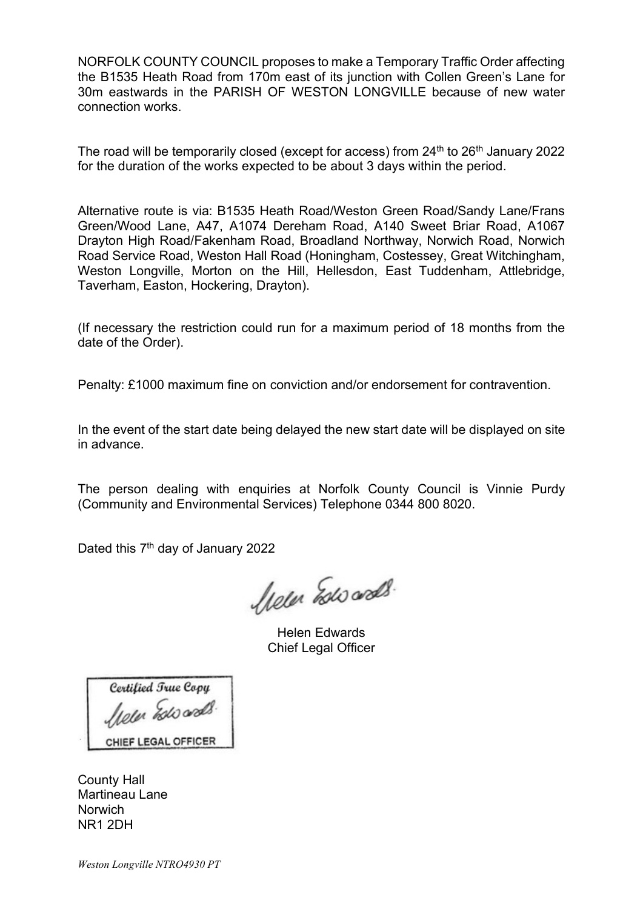NORFOLK COUNTY COUNCIL proposes to make a Temporary Traffic Order affecting the B1535 Heath Road from 170m east of its junction with Collen Green's Lane for 30m eastwards in the PARISH OF WESTON LONGVILLE because of new water connection works.

The road will be temporarily closed (except for access) from 24th to 26th January 2022 for the duration of the works expected to be about 3 days within the period.

Alternative route is via: B1535 Heath Road/Weston Green Road/Sandy Lane/Frans Green/Wood Lane, A47, A1074 Dereham Road, A140 Sweet Briar Road, A1067 Drayton High Road/Fakenham Road, Broadland Northway, Norwich Road, Norwich Road Service Road, Weston Hall Road (Honingham, Costessey, Great Witchingham, Weston Longville, Morton on the Hill, Hellesdon, East Tuddenham, Attlebridge, Taverham, Easton, Hockering, Drayton).

(If necessary the restriction could run for a maximum period of 18 months from the date of the Order).

Penalty: £1000 maximum fine on conviction and/or endorsement for contravention.

In the event of the start date being delayed the new start date will be displayed on site in advance.

The person dealing with enquiries at Norfolk County Council is Vinnie Purdy (Community and Environmental Services) Telephone 0344 800 8020.

Dated this 7th day of January 2022

Helen Edwards
Chief Legal Officer

Certified True Copy
CHIEF LEGAL OFFICER

County Hall
Martineau Lane
Norwich
NR1 2DH

*Weston Longville NTRO4930 PT*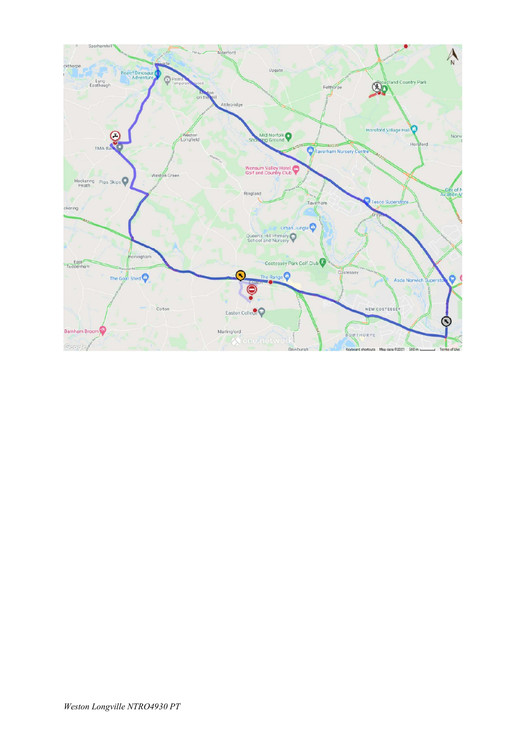*Weston Longville NTRO4930 PT*